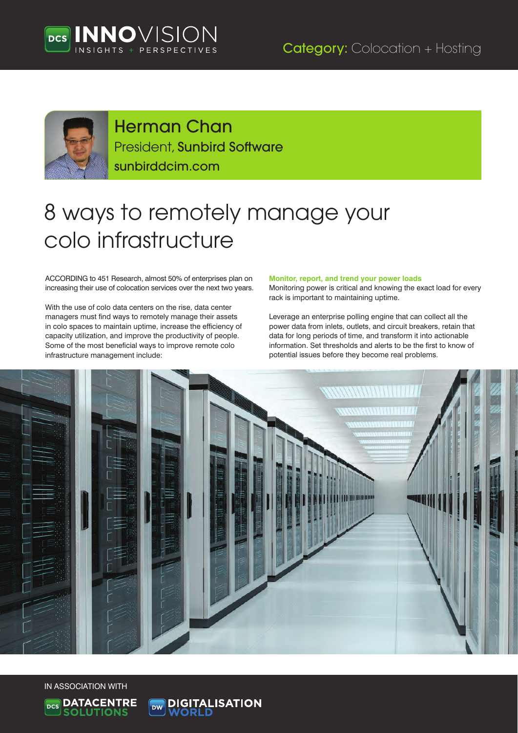Category: Colocation + Hosting

**Herman Chan**
President, **Sunbird Software**
sunbirddcim.com

# 8 ways to remotely manage your colo infrastructure

ACCORDING to 451 Research, almost 50% of enterprises plan on increasing their use of colocation services over the next two years.

With the use of colo data centers on the rise, data center managers must find ways to remotely manage their assets in colo spaces to maintain uptime, increase the efficiency of capacity utilization, and improve the productivity of people. Some of the most beneficial ways to improve remote colo infrastructure management include:

### Monitor, report, and trend your power loads

Monitoring power is critical and knowing the exact load for every rack is important to maintaining uptime.

Leverage an enterprise polling engine that can collect all the power data from inlets, outlets, and circuit breakers, retain that data for long periods of time, and transform it into actionable information. Set thresholds and alerts to be the first to know of potential issues before they become real problems.

IN ASSOCIATION WITH

DATACENTRE SOLUTIONS

DIGITALISATION WORLD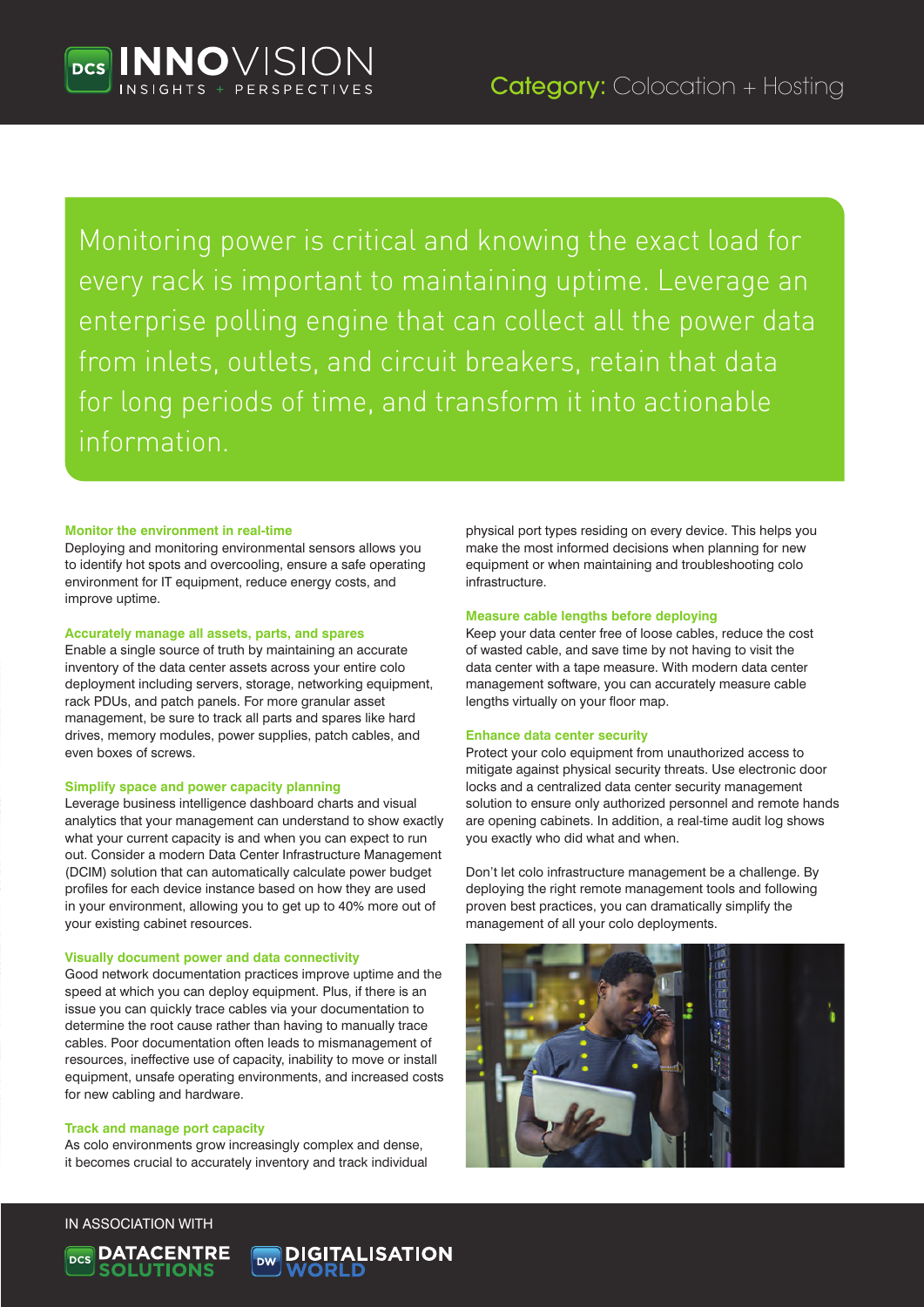Category: Colocation + Hosting

> Monitoring power is critical and knowing the exact load for every rack is important to maintaining uptime. Leverage an enterprise polling engine that can collect all the power data from inlets, outlets, and circuit breakers, retain that data for long periods of time, and transform it into actionable information.

### Monitor the environment in real-time

Deploying and monitoring environmental sensors allows you to identify hot spots and overcooling, ensure a safe operating environment for IT equipment, reduce energy costs, and improve uptime.

### Accurately manage all assets, parts, and spares

Enable a single source of truth by maintaining an accurate inventory of the data center assets across your entire colo deployment including servers, storage, networking equipment, rack PDUs, and patch panels. For more granular asset management, be sure to track all parts and spares like hard drives, memory modules, power supplies, patch cables, and even boxes of screws.

### Simplify space and power capacity planning

Leverage business intelligence dashboard charts and visual analytics that your management can understand to show exactly what your current capacity is and when you can expect to run out. Consider a modern Data Center Infrastructure Management (DCIM) solution that can automatically calculate power budget profiles for each device instance based on how they are used in your environment, allowing you to get up to 40% more out of your existing cabinet resources.

### Visually document power and data connectivity

Good network documentation practices improve uptime and the speed at which you can deploy equipment. Plus, if there is an issue you can quickly trace cables via your documentation to determine the root cause rather than having to manually trace cables. Poor documentation often leads to mismanagement of resources, ineffective use of capacity, inability to move or install equipment, unsafe operating environments, and increased costs for new cabling and hardware.

### Track and manage port capacity

As colo environments grow increasingly complex and dense, it becomes crucial to accurately inventory and track individual physical port types residing on every device. This helps you make the most informed decisions when planning for new equipment or when maintaining and troubleshooting colo infrastructure.

### Measure cable lengths before deploying

Keep your data center free of loose cables, reduce the cost of wasted cable, and save time by not having to visit the data center with a tape measure. With modern data center management software, you can accurately measure cable lengths virtually on your floor map.

### Enhance data center security

Protect your colo equipment from unauthorized access to mitigate against physical security threats. Use electronic door locks and a centralized data center security management solution to ensure only authorized personnel and remote hands are opening cabinets. In addition, a real-time audit log shows you exactly who did what and when.

Don't let colo infrastructure management be a challenge. By deploying the right remote management tools and following proven best practices, you can dramatically simplify the management of all your colo deployments.